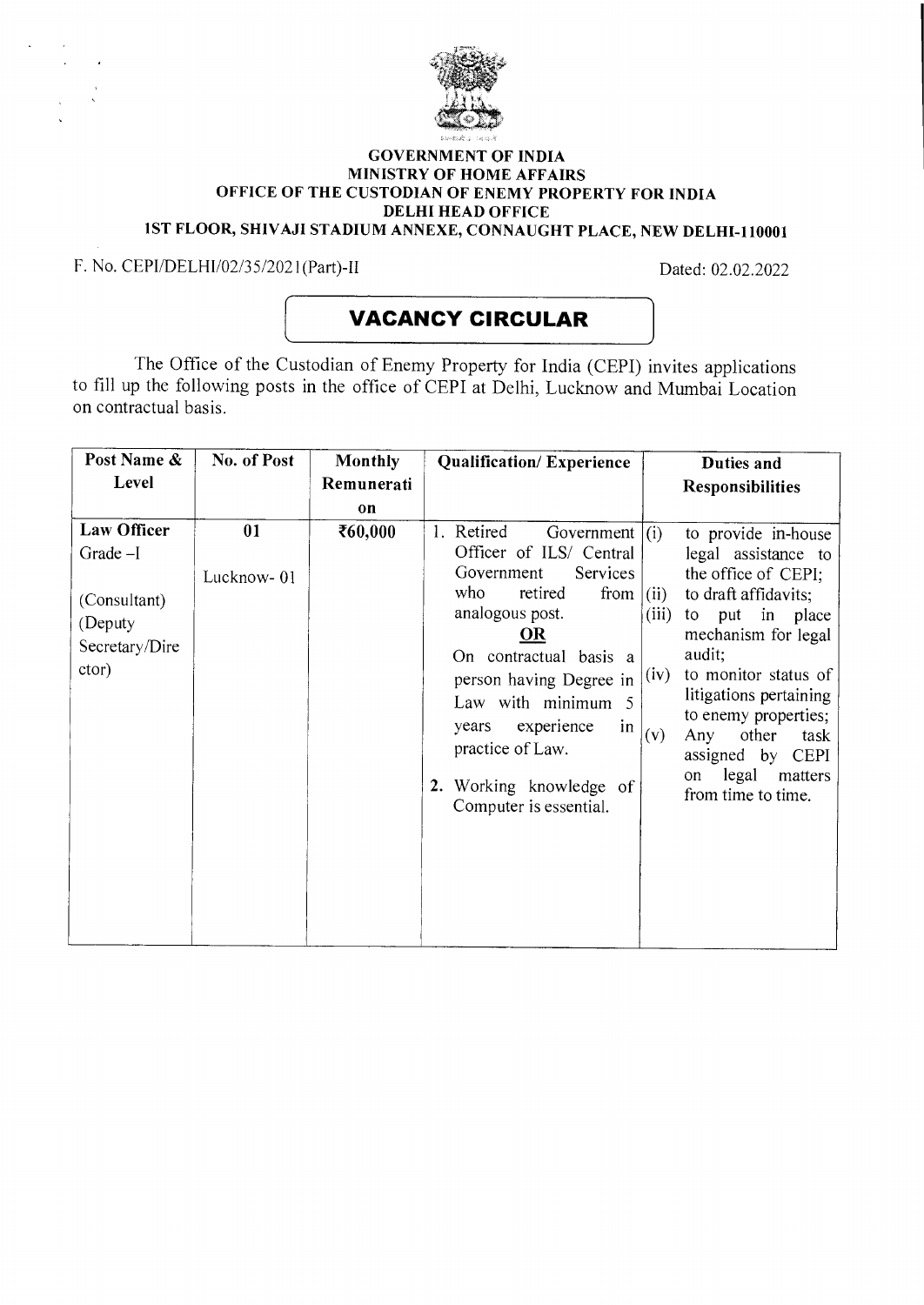**GOVERNMENT OF INDIA**
**MINISTRY OF HOME AFFAIRS**
**OFFICE OF THE CUSTODIAN OF ENEMY PROPERTY FOR INDIA**
**DELHI HEAD OFFICE**
**1ST FLOOR, SHIVAJI STADIUM ANNEXE, CONNAUGHT PLACE, NEW DELHI-110001**

F. No. CEPI/DELHI/02/35/2021(Part)-II Dated: 02.02.2022

# VACANCY CIRCULAR

The Office of the Custodian of Enemy Property for India (CEPI) invites applications to fill up the following posts in the office of CEPI at Delhi, Lucknow and Mumbai Location on contractual basis.

| Post Name & Level | No. of Post | Monthly Remuneration | Qualification/ Experience | Duties and Responsibilities |
|---|---|---|---|---|
| **Law Officer** Grade –I (Consultant) (Deputy Secretary/Director) | **01** Lucknow- 01 | **₹60,000** | 1. Retired Government Officer of ILS/ Central Government Services who retired from analogous post. **OR** On contractual basis a person having Degree in Law with minimum 5 years experience in practice of Law. 2. Working knowledge of Computer is essential. | (i) to provide in-house legal assistance to the office of CEPI; (ii) to draft affidavits; (iii) to put in place mechanism for legal audit; (iv) to monitor status of litigations pertaining to enemy properties; (v) Any other task assigned by CEPI on legal matters from time to time. |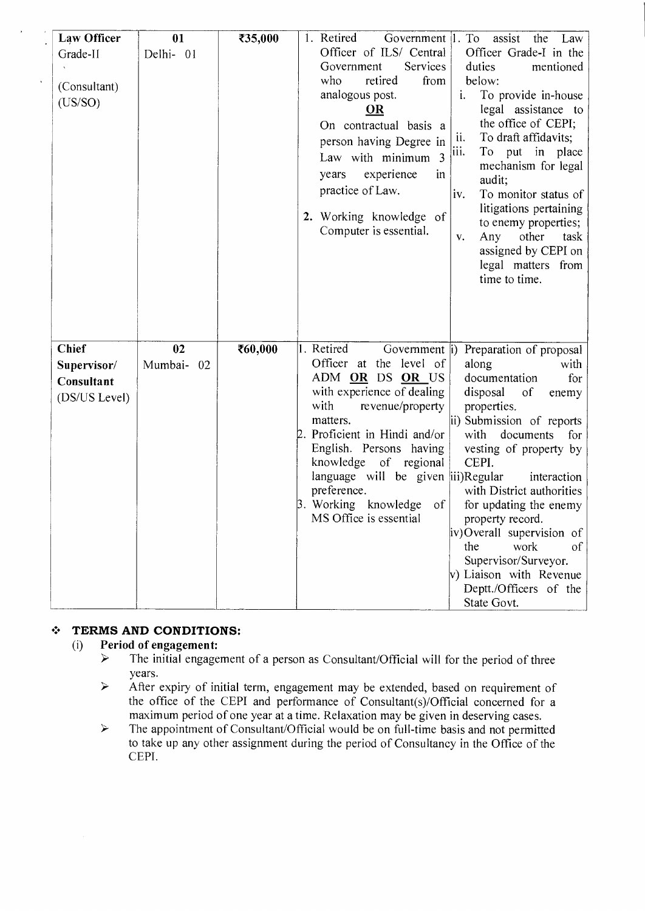| | | | | |
|---|---|---|---|---|
| **Law Officer** Grade-II (Consultant) (US/SO) | **01** Delhi- 01 | **₹35,000** | 1. Retired Government Officer of ILS/ Central Government Services who retired from analogous post. **OR** On contractual basis a person having Degree in Law with minimum 3 years experience in practice of Law. 2. Working knowledge of Computer is essential. | 1. To assist the Law Officer Grade-I in the duties mentioned below: i. To provide in-house legal assistance to the office of CEPI; ii. To draft affidavits; iii. To put in place mechanism for legal audit; iv. To monitor status of litigations pertaining to enemy properties; v. Any other task assigned by CEPI on legal matters from time to time. |
| **Chief Supervisor/ Consultant** (DS/US Level) | **02** Mumbai- 02 | **₹60,000** | 1. Retired Government Officer at the level of ADM **OR** DS **OR** US with experience of dealing with revenue/property matters. 2. Proficient in Hindi and/or English. Persons having knowledge of regional language will be given preference. 3. Working knowledge of MS Office is essential | i) Preparation of proposal along with documentation for disposal of enemy properties. ii) Submission of reports with documents for vesting of property by CEPI. iii) Regular interaction with District authorities for updating the enemy property record. iv) Overall supervision of the work of Supervisor/Surveyor. v) Liaison with Revenue Deptt./Officers of the State Govt. |

- **TERMS AND CONDITIONS:**
  - (i) **Period of engagement:**
    - The initial engagement of a person as Consultant/Official will for the period of three years.
    - After expiry of initial term, engagement may be extended, based on requirement of the office of the CEPI and performance of Consultant(s)/Official concerned for a maximum period of one year at a time. Relaxation may be given in deserving cases.
    - The appointment of Consultant/Official would be on full-time basis and not permitted to take up any other assignment during the period of Consultancy in the Office of the CEPI.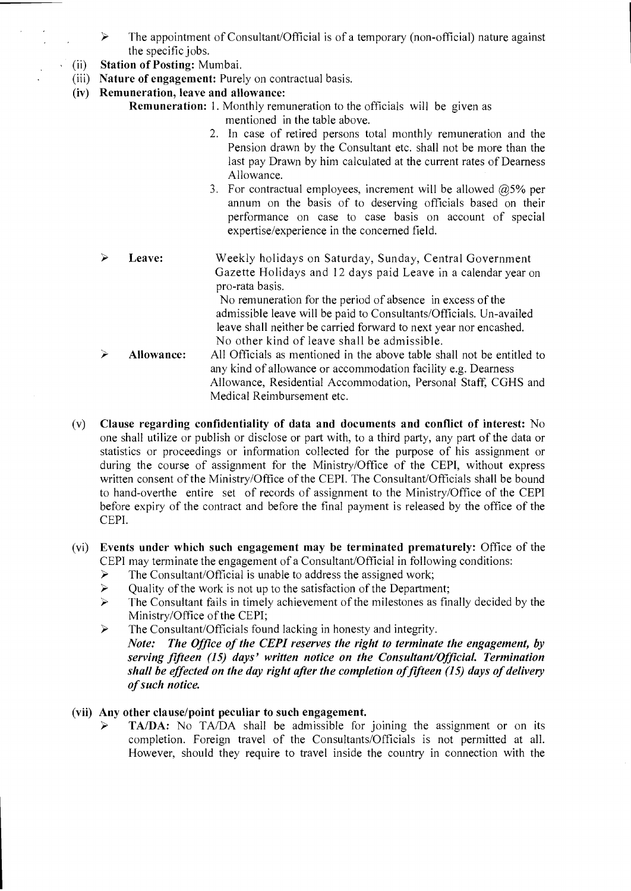- ➢ The appointment of Consultant/Official is of a temporary (non-official) nature against the specific jobs.

(ii) **Station of Posting:** Mumbai.

(iii) **Nature of engagement:** Purely on contractual basis.

(iv) **Remuneration, leave and allowance:**

**Remuneration:** 1. Monthly remuneration to the officials will be given as mentioned in the table above.

2. In case of retired persons total monthly remuneration and the Pension drawn by the Consultant etc. shall not be more than the last pay Drawn by him calculated at the current rates of Dearness Allowance.

3. For contractual employees, increment will be allowed @5% per annum on the basis of to deserving officials based on their performance on case to case basis on account of special expertise/experience in the concerned field.

- ➢ **Leave:** Weekly holidays on Saturday, Sunday, Central Government Gazette Holidays and 12 days paid Leave in a calendar year on pro-rata basis.
  No remuneration for the period of absence in excess of the admissible leave will be paid to Consultants/Officials. Un-availed leave shall neither be carried forward to next year nor encashed.
  No other kind of leave shall be admissible.
- ➢ **Allowance:** All Officials as mentioned in the above table shall not be entitled to any kind of allowance or accommodation facility e.g. Dearness Allowance, Residential Accommodation, Personal Staff, CGHS and Medical Reimbursement etc.

(v) **Clause regarding confidentiality of data and documents and conflict of interest:** No one shall utilize or publish or disclose or part with, to a third party, any part of the data or statistics or proceedings or information collected for the purpose of his assignment or during the course of assignment for the Ministry/Office of the CEPI, without express written consent of the Ministry/Office of the CEPI. The Consultant/Officials shall be bound to hand-overthe entire set of records of assignment to the Ministry/Office of the CEPI before expiry of the contract and before the final payment is released by the office of the CEPI.

(vi) **Events under which such engagement may be terminated prematurely:** Office of the CEPI may terminate the engagement of a Consultant/Official in following conditions:

- ➢ The Consultant/Official is unable to address the assigned work;
- ➢ Quality of the work is not up to the satisfaction of the Department;
- ➢ The Consultant fails in timely achievement of the milestones as finally decided by the Ministry/Office of the CEPI;
- ➢ The Consultant/Officials found lacking in honesty and integrity.

***Note: The Office of the CEPI reserves the right to terminate the engagement, by serving fifteen (15) days' written notice on the Consultant/Official. Termination shall be effected on the day right after the completion of fifteen (15) days of delivery of such notice.***

(vii) **Any other clause/point peculiar to such engagement.**

- ➢ **TA/DA:** No TA/DA shall be admissible for joining the assignment or on its completion. Foreign travel of the Consultants/Officials is not permitted at all. However, should they require to travel inside the country in connection with the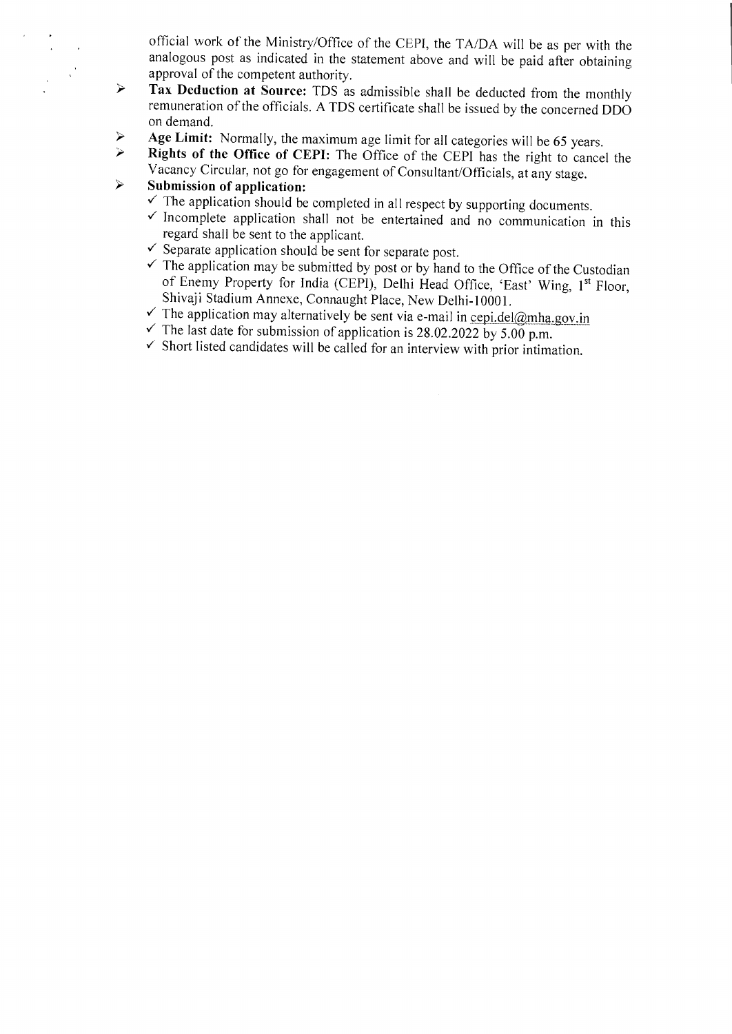official work of the Ministry/Office of the CEPI, the TA/DA will be as per with the analogous post as indicated in the statement above and will be paid after obtaining approval of the competent authority.

- **Tax Deduction at Source:** TDS as admissible shall be deducted from the monthly remuneration of the officials. A TDS certificate shall be issued by the concerned DDO on demand.
- **Age Limit:** Normally, the maximum age limit for all categories will be 65 years.
- **Rights of the Office of CEPI:** The Office of the CEPI has the right to cancel the Vacancy Circular, not go for engagement of Consultant/Officials, at any stage.
- **Submission of application:**
  - ✓ The application should be completed in all respect by supporting documents.
  - ✓ Incomplete application shall not be entertained and no communication in this regard shall be sent to the applicant.
  - ✓ Separate application should be sent for separate post.
  - ✓ The application may be submitted by post or by hand to the Office of the Custodian of Enemy Property for India (CEPI), Delhi Head Office, 'East' Wing, 1st Floor, Shivaji Stadium Annexe, Connaught Place, New Delhi-10001.
  - ✓ The application may alternatively be sent via e-mail in cepi.del@mha.gov.in
  - ✓ The last date for submission of application is 28.02.2022 by 5.00 p.m.
  - ✓ Short listed candidates will be called for an interview with prior intimation.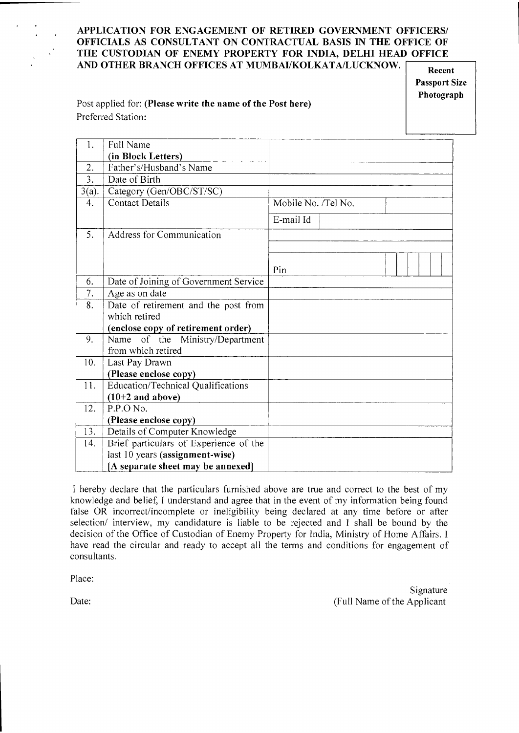**APPLICATION FOR ENGAGEMENT OF RETIRED GOVERNMENT OFFICERS/ OFFICIALS AS CONSULTANT ON CONTRACTUAL BASIS IN THE OFFICE OF THE CUSTODIAN OF ENEMY PROPERTY FOR INDIA, DELHI HEAD OFFICE AND OTHER BRANCH OFFICES AT MUMBAI/KOLKATA/LUCKNOW.**

**Recent Passport Size Photograph**

Post applied for: **(Please write the name of the Post here)**

Preferred Station:

| | | | |
|---|---|---|---|
| 1. | Full Name **(in Block Letters)** | | |
| 2. | Father's/Husband's Name | | |
| 3. | Date of Birth | | |
| 3(a). | Category (Gen/OBC/ST/SC) | | |
| 4. | Contact Details | Mobile No. /Tel No. | |
| | | E-mail Id | |
| 5. | Address for Communication | | |
| | | Pin | |
| 6. | Date of Joining of Government Service | | |
| 7. | Age as on date | | |
| 8. | Date of retirement and the post from which retired **(enclose copy of retirement order)** | | |
| 9. | Name of the Ministry/Department from which retired | | |
| 10. | Last Pay Drawn **(Please enclose copy)** | | |
| 11. | Education/Technical Qualifications **(10+2 and above)** | | |
| 12. | P.P.O No. **(Please enclose copy)** | | |
| 13. | Details of Computer Knowledge | | |
| 14. | Brief particulars of Experience of the last 10 years **(assignment-wise)** **[A separate sheet may be annexed]** | | |

I hereby declare that the particulars furnished above are true and correct to the best of my knowledge and belief, I understand and agree that in the event of my information being found false OR incorrect/incomplete or ineligibility being declared at any time before or after selection/ interview, my candidature is liable to be rejected and I shall be bound by the decision of the Office of Custodian of Enemy Property for India, Ministry of Home Affairs. I have read the circular and ready to accept all the terms and conditions for engagement of consultants.

Place:

Date:

Signature

(Full Name of the Applicant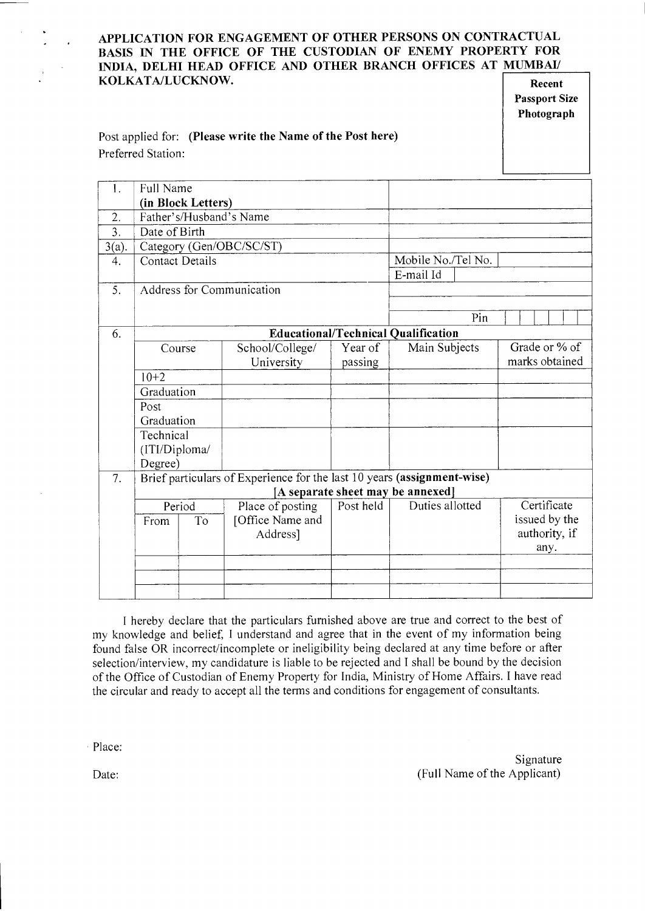**APPLICATION FOR ENGAGEMENT OF OTHER PERSONS ON CONTRACTUAL BASIS IN THE OFFICE OF THE CUSTODIAN OF ENEMY PROPERTY FOR INDIA, DELHI HEAD OFFICE AND OTHER BRANCH OFFICES AT MUMBAI/ KOLKATA/LUCKNOW.**

**Recent Passport Size Photograph**

Post applied for: **(Please write the Name of the Post here)**

Preferred Station:

| | | | | | |
|---|---|---|---|---|---|
| 1. | Full Name **(in Block Letters)** | | | | |
| 2. | Father's/Husband's Name | | | | |
| 3. | Date of Birth | | | | |
| 3(a). | Category (Gen/OBC/SC/ST) | | | | |
| 4. | Contact Details | | | Mobile No./Tel No. | |
| | | | | E-mail Id | |
| 5. | Address for Communication | | | | |
| | | | | Pin | |
| 6. | **Educational/Technical Qualification** | | | | |
| | Course | School/College/ University | Year of passing | Main Subjects | Grade or % of marks obtained |
| | 10+2 | | | | |
| | Graduation | | | | |
| | Post Graduation | | | | |
| | Technical (ITI/Diploma/ Degree) | | | | |

| | | | | | | |
|---|---|---|---|---|---|---|
| 7. | Brief particulars of Experience for the last 10 years **(assignment-wise)** **[A separate sheet may be annexed]** | | | | | |
| | Period | | Place of posting [Office Name and Address] | Post held | Duties allotted | Certificate issued by the authority, if any. |
| | From | To | | | | |
| | | | | | | |
| | | | | | | |
| | | | | | | |

I hereby declare that the particulars furnished above are true and correct to the best of my knowledge and belief, I understand and agree that in the event of my information being found false OR incorrect/incomplete or ineligibility being declared at any time before or after selection/interview, my candidature is liable to be rejected and I shall be bound by the decision of the Office of Custodian of Enemy Property for India, Ministry of Home Affairs. I have read the circular and ready to accept all the terms and conditions for engagement of consultants.

Place:

Date:

Signature
(Full Name of the Applicant)